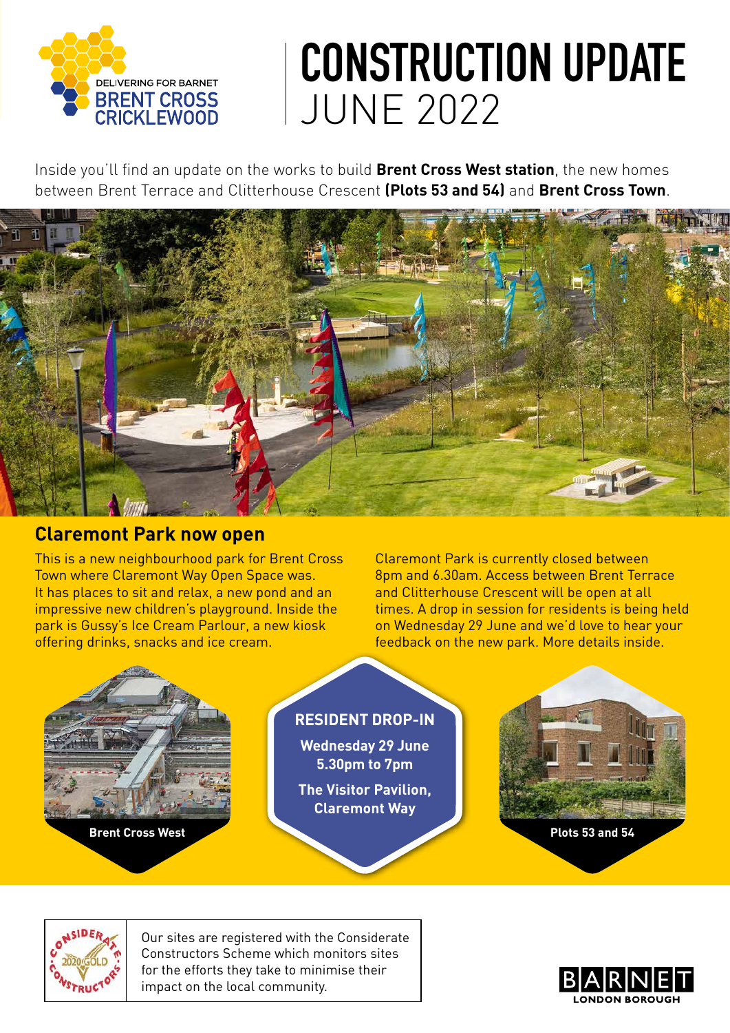DELIVERING FOR BARNET
BRENT CROSS CRICKLEWOOD

# CONSTRUCTION UPDATE JUNE 2022

Inside you'll find an update on the works to build **Brent Cross West station**, the new homes between Brent Terrace and Clitterhouse Crescent **(Plots 53 and 54)** and **Brent Cross Town**.

## Claremont Park now open

This is a new neighbourhood park for Brent Cross Town where Claremont Way Open Space was. It has places to sit and relax, a new pond and an impressive new children's playground. Inside the park is Gussy's Ice Cream Parlour, a new kiosk offering drinks, snacks and ice cream.

Claremont Park is currently closed between 8pm and 6.30am. Access between Brent Terrace and Clitterhouse Crescent will be open at all times. A drop in session for residents is being held on Wednesday 29 June and we'd love to hear your feedback on the new park. More details inside.

Brent Cross West

**RESIDENT DROP-IN**

**Wednesday 29 June 5.30pm to 7pm**

**The Visitor Pavilion, Claremont Way**

Plots 53 and 54

Our sites are registered with the Considerate Constructors Scheme which monitors sites for the efforts they take to minimise their impact on the local community.

BARNET LONDON BOROUGH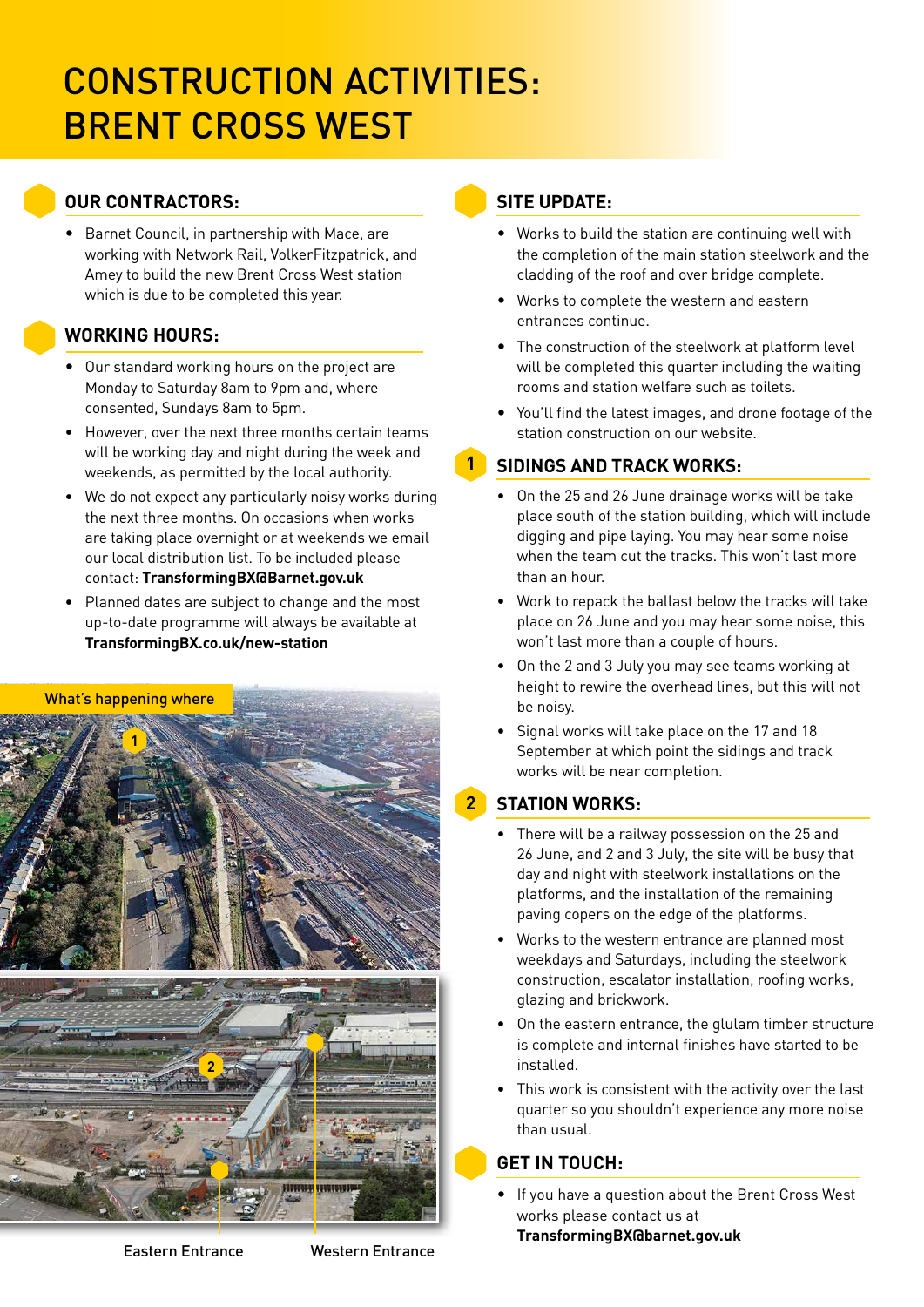# CONSTRUCTION ACTIVITIES: BRENT CROSS WEST

## OUR CONTRACTORS:

- Barnet Council, in partnership with Mace, are working with Network Rail, VolkerFitzpatrick, and Amey to build the new Brent Cross West station which is due to be completed this year.

## WORKING HOURS:

- Our standard working hours on the project are Monday to Saturday 8am to 9pm and, where consented, Sundays 8am to 5pm.
- However, over the next three months certain teams will be working day and night during the week and weekends, as permitted by the local authority.
- We do not expect any particularly noisy works during the next three months. On occasions when works are taking place overnight or at weekends we email our local distribution list. To be included please contact: **TransformingBX@Barnet.gov.uk**
- Planned dates are subject to change and the most up-to-date programme will always be available at **TransformingBX.co.uk/new-station**

What's happening where

Eastern Entrance

Western Entrance

## SITE UPDATE:

- Works to build the station are continuing well with the completion of the main station steelwork and the cladding of the roof and over bridge complete.
- Works to complete the western and eastern entrances continue.
- The construction of the steelwork at platform level will be completed this quarter including the waiting rooms and station welfare such as toilets.
- You'll find the latest images, and drone footage of the station construction on our website.

## 1 SIDINGS AND TRACK WORKS:

- On the 25 and 26 June drainage works will be take place south of the station building, which will include digging and pipe laying. You may hear some noise when the team cut the tracks. This won't last more than an hour.
- Work to repack the ballast below the tracks will take place on 26 June and you may hear some noise, this won't last more than a couple of hours.
- On the 2 and 3 July you may see teams working at height to rewire the overhead lines, but this will not be noisy.
- Signal works will take place on the 17 and 18 September at which point the sidings and track works will be near completion.

## 2 STATION WORKS:

- There will be a railway possession on the 25 and 26 June, and 2 and 3 July, the site will be busy that day and night with steelwork installations on the platforms, and the installation of the remaining paving copers on the edge of the platforms.
- Works to the western entrance are planned most weekdays and Saturdays, including the steelwork construction, escalator installation, roofing works, glazing and brickwork.
- On the eastern entrance, the glulam timber structure is complete and internal finishes have started to be installed.
- This work is consistent with the activity over the last quarter so you shouldn't experience any more noise than usual.

## GET IN TOUCH:

- If you have a question about the Brent Cross West works please contact us at **TransformingBX@barnet.gov.uk**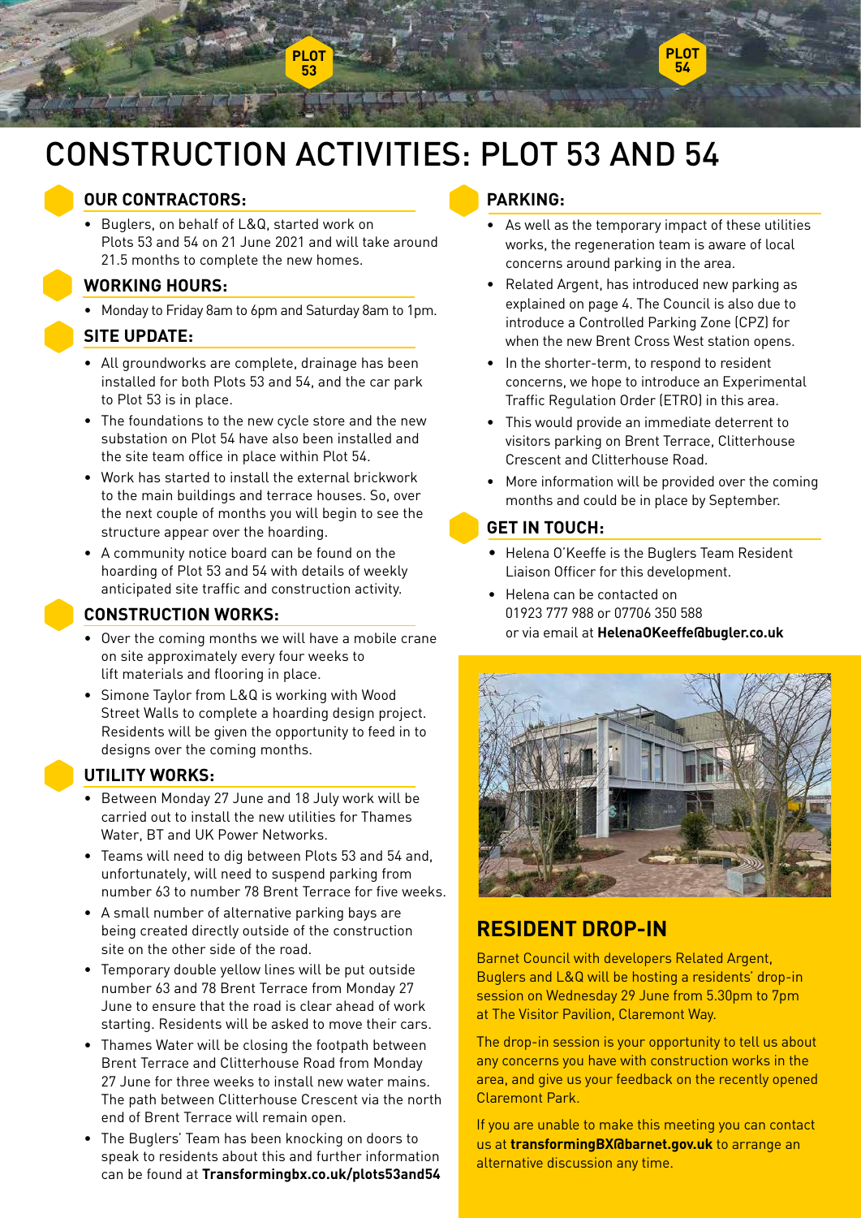# CONSTRUCTION ACTIVITIES: PLOT 53 AND 54

## OUR CONTRACTORS:

- Buglers, on behalf of L&Q, started work on Plots 53 and 54 on 21 June 2021 and will take around 21.5 months to complete the new homes.

## WORKING HOURS:

- Monday to Friday 8am to 6pm and Saturday 8am to 1pm.

## SITE UPDATE:

- All groundworks are complete, drainage has been installed for both Plots 53 and 54, and the car park to Plot 53 is in place.
- The foundations to the new cycle store and the new substation on Plot 54 have also been installed and the site team office in place within Plot 54.
- Work has started to install the external brickwork to the main buildings and terrace houses. So, over the next couple of months you will begin to see the structure appear over the hoarding.
- A community notice board can be found on the hoarding of Plot 53 and 54 with details of weekly anticipated site traffic and construction activity.

## CONSTRUCTION WORKS:

- Over the coming months we will have a mobile crane on site approximately every four weeks to lift materials and flooring in place.
- Simone Taylor from L&Q is working with Wood Street Walls to complete a hoarding design project. Residents will be given the opportunity to feed in to designs over the coming months.

## UTILITY WORKS:

- Between Monday 27 June and 18 July work will be carried out to install the new utilities for Thames Water, BT and UK Power Networks.
- Teams will need to dig between Plots 53 and 54 and, unfortunately, will need to suspend parking from number 63 to number 78 Brent Terrace for five weeks.
- A small number of alternative parking bays are being created directly outside of the construction site on the other side of the road.
- Temporary double yellow lines will be put outside number 63 and 78 Brent Terrace from Monday 27 June to ensure that the road is clear ahead of work starting. Residents will be asked to move their cars.
- Thames Water will be closing the footpath between Brent Terrace and Clitterhouse Road from Monday 27 June for three weeks to install new water mains. The path between Clitterhouse Crescent via the north end of Brent Terrace will remain open.
- The Buglers' Team has been knocking on doors to speak to residents about this and further information can be found at **Transformingbx.co.uk/plots53and54**

## PARKING:

- As well as the temporary impact of these utilities works, the regeneration team is aware of local concerns around parking in the area.
- Related Argent, has introduced new parking as explained on page 4. The Council is also due to introduce a Controlled Parking Zone (CPZ) for when the new Brent Cross West station opens.
- In the shorter-term, to respond to resident concerns, we hope to introduce an Experimental Traffic Regulation Order (ETRO) in this area.
- This would provide an immediate deterrent to visitors parking on Brent Terrace, Clitterhouse Crescent and Clitterhouse Road.
- More information will be provided over the coming months and could be in place by September.

## GET IN TOUCH:

- Helena O'Keeffe is the Buglers Team Resident Liaison Officer for this development.
- Helena can be contacted on 01923 777 988 or 07706 350 588 or via email at **HelenaOKeeffe@bugler.co.uk**

## RESIDENT DROP-IN

Barnet Council with developers Related Argent, Buglers and L&Q will be hosting a residents' drop-in session on Wednesday 29 June from 5.30pm to 7pm at The Visitor Pavilion, Claremont Way.

The drop-in session is your opportunity to tell us about any concerns you have with construction works in the area, and give us your feedback on the recently opened Claremont Park.

If you are unable to make this meeting you can contact us at **transformingBX@barnet.gov.uk** to arrange an alternative discussion any time.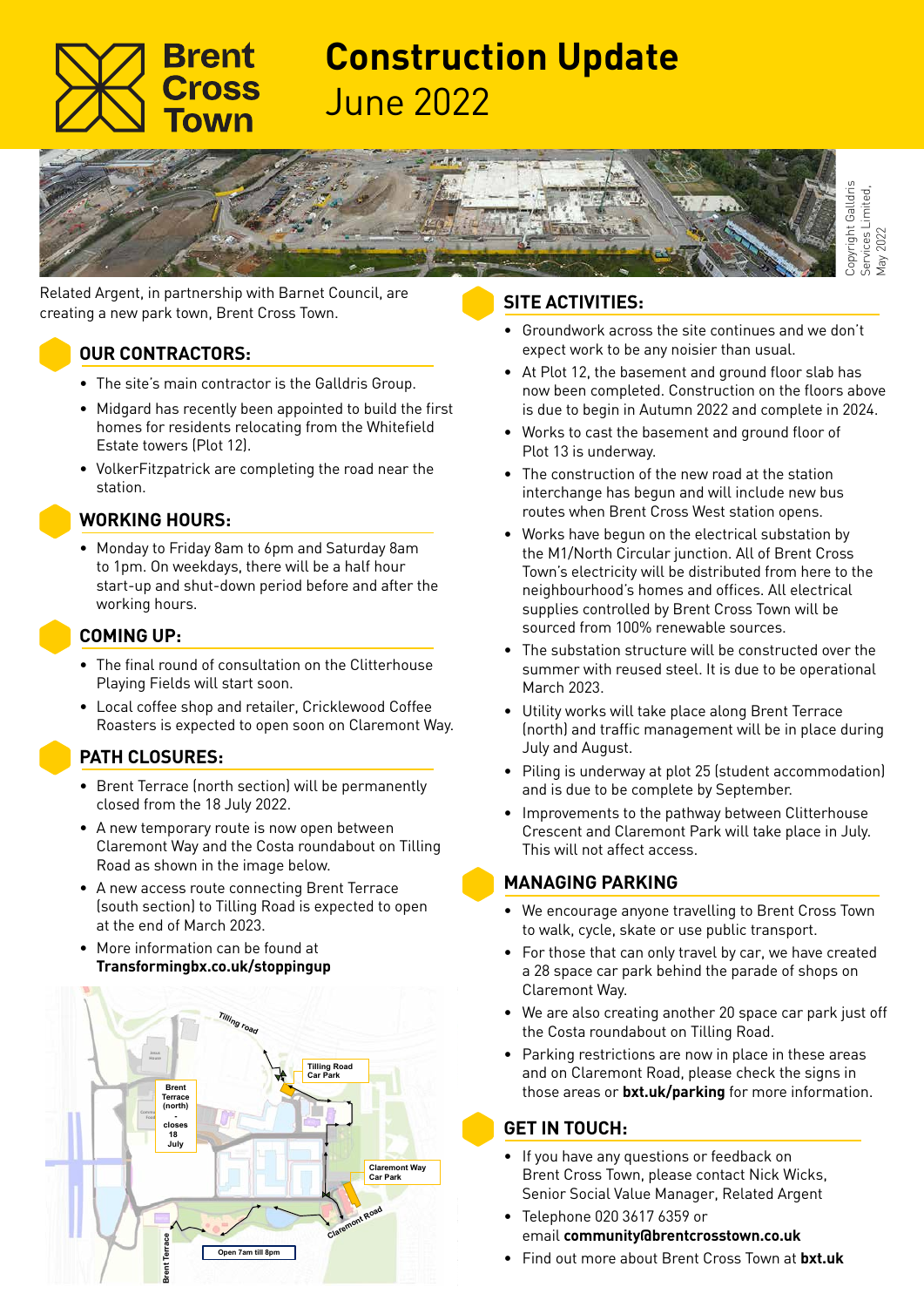# Brent Cross Town

# Construction Update June 2022

Copyright Galldris Services Limited, May 2022

Related Argent, in partnership with Barnet Council, are creating a new park town, Brent Cross Town.

## OUR CONTRACTORS:

- The site's main contractor is the Galldris Group.
- Midgard has recently been appointed to build the first homes for residents relocating from the Whitefield Estate towers (Plot 12).
- VolkerFitzpatrick are completing the road near the station.

## WORKING HOURS:

- Monday to Friday 8am to 6pm and Saturday 8am to 1pm. On weekdays, there will be a half hour start-up and shut-down period before and after the working hours.

## COMING UP:

- The final round of consultation on the Clitterhouse Playing Fields will start soon.
- Local coffee shop and retailer, Cricklewood Coffee Roasters is expected to open soon on Claremont Way.

## PATH CLOSURES:

- Brent Terrace (north section) will be permanently closed from the 18 July 2022.
- A new temporary route is now open between Claremont Way and the Costa roundabout on Tilling Road as shown in the image below.
- A new access route connecting Brent Terrace (south section) to Tilling Road is expected to open at the end of March 2023.
- More information can be found at **Transformingbx.co.uk/stoppingup**

Tilling road

Tilling Road Car Park

Brent Terrace (north) - closes 18 July

Claremont Way Car Park

Claremont Road

Brent Terrace

Open 7am till 8pm

## SITE ACTIVITIES:

- Groundwork across the site continues and we don't expect work to be any noisier than usual.
- At Plot 12, the basement and ground floor slab has now been completed. Construction on the floors above is due to begin in Autumn 2022 and complete in 2024.
- Works to cast the basement and ground floor of Plot 13 is underway.
- The construction of the new road at the station interchange has begun and will include new bus routes when Brent Cross West station opens.
- Works have begun on the electrical substation by the M1/North Circular junction. All of Brent Cross Town's electricity will be distributed from here to the neighbourhood's homes and offices. All electrical supplies controlled by Brent Cross Town will be sourced from 100% renewable sources.
- The substation structure will be constructed over the summer with reused steel. It is due to be operational March 2023.
- Utility works will take place along Brent Terrace (north) and traffic management will be in place during July and August.
- Piling is underway at plot 25 (student accommodation) and is due to be complete by September.
- Improvements to the pathway between Clitterhouse Crescent and Claremont Park will take place in July. This will not affect access.

## MANAGING PARKING

- We encourage anyone travelling to Brent Cross Town to walk, cycle, skate or use public transport.
- For those that can only travel by car, we have created a 28 space car park behind the parade of shops on Claremont Way.
- We are also creating another 20 space car park just off the Costa roundabout on Tilling Road.
- Parking restrictions are now in place in these areas and on Claremont Road, please check the signs in those areas or **bxt.uk/parking** for more information.

## GET IN TOUCH:

- If you have any questions or feedback on Brent Cross Town, please contact Nick Wicks, Senior Social Value Manager, Related Argent
- Telephone 020 3617 6359 or email **community@brentcrosstown.co.uk**
- Find out more about Brent Cross Town at **bxt.uk**